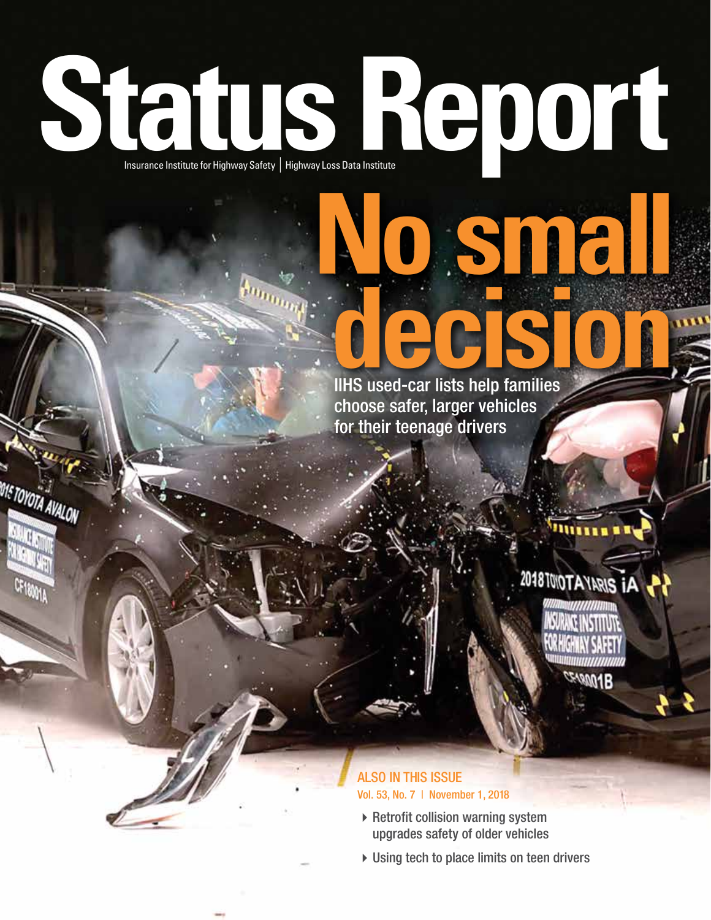# Status Report

Insurance Institute for Highway Safety | Highway Loss Data Institute

## No small decision

IIHS used-car lists help families choose safer, larger vehicles for their teenage drivers

**ALSO IN THIS ISSUE**

Vol. 53, No. 7 | November 1, 2018

- Retrofit collision warning system upgrades safety of older vehicles
- Using tech to place limits on teen drivers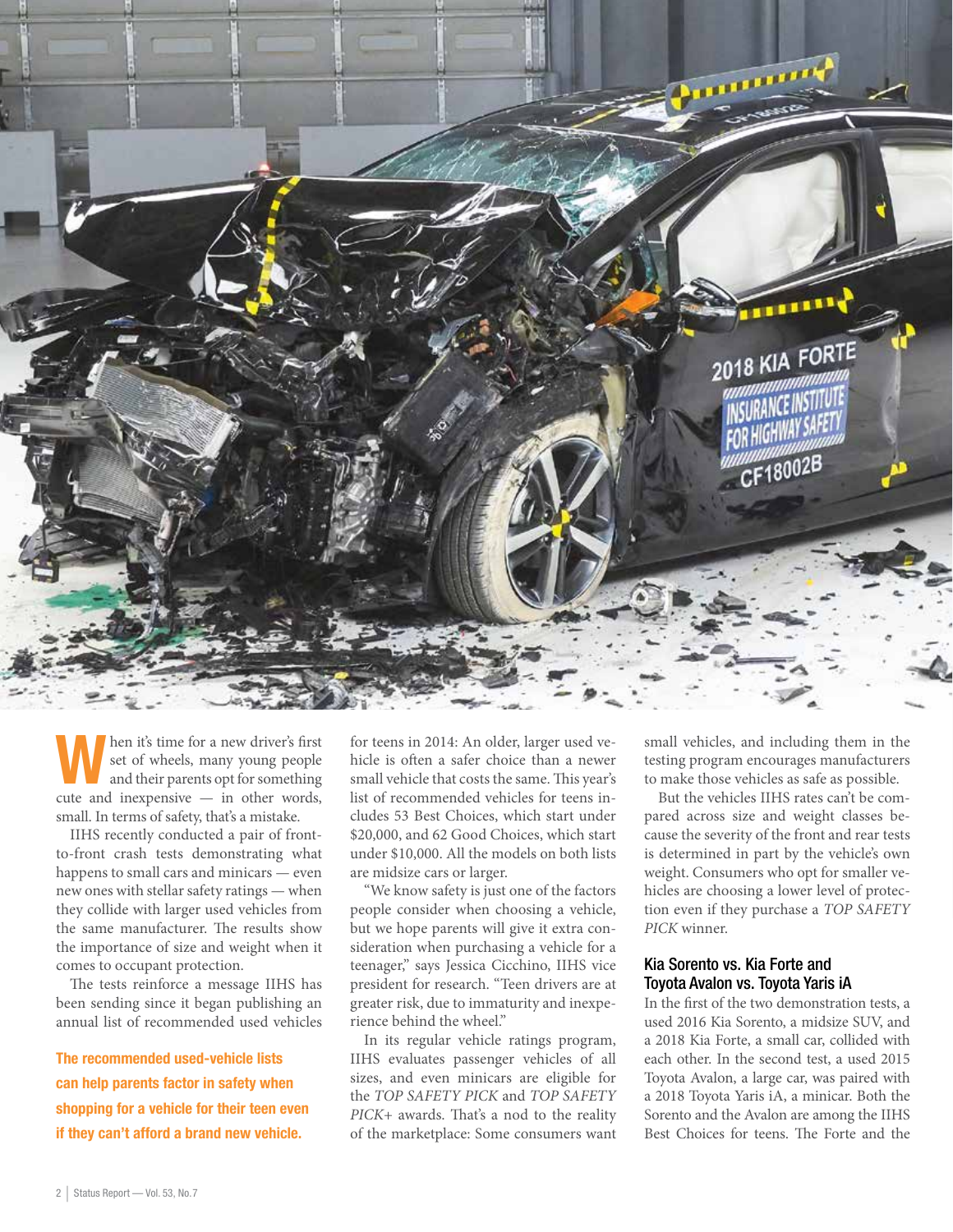When it's time for a new driver's first set of wheels, many young people and their parents opt for something cute and inexpensive — in other words, small. In terms of safety, that's a mistake.

IIHS recently conducted a pair of front-to-front crash tests demonstrating what happens to small cars and minicars — even new ones with stellar safety ratings — when they collide with larger used vehicles from the same manufacturer. The results show the importance of size and weight when it comes to occupant protection.

The tests reinforce a message IIHS has been sending since it began publishing an annual list of recommended used vehicles for teens in 2014: An older, larger used vehicle is often a safer choice than a newer small vehicle that costs the same. This year's list of recommended vehicles for teens includes 53 Best Choices, which start under $20,000, and 62 Good Choices, which start under $10,000. All the models on both lists are midsize cars or larger.

**The recommended used-vehicle lists can help parents factor in safety when shopping for a vehicle for their teen even if they can't afford a brand new vehicle.**

"We know safety is just one of the factors people consider when choosing a vehicle, but we hope parents will give it extra consideration when purchasing a vehicle for a teenager," says Jessica Cicchino, IIHS vice president for research. "Teen drivers are at greater risk, due to immaturity and inexperience behind the wheel."

In its regular vehicle ratings program, IIHS evaluates passenger vehicles of all sizes, and even minicars are eligible for the *TOP SAFETY PICK* and *TOP SAFETY PICK+* awards. That's a nod to the reality of the marketplace: Some consumers want small vehicles, and including them in the testing program encourages manufacturers to make those vehicles as safe as possible.

But the vehicles IIHS rates can't be compared across size and weight classes because the severity of the front and rear tests is determined in part by the vehicle's own weight. Consumers who opt for smaller vehicles are choosing a lower level of protection even if they purchase a *TOP SAFETY PICK* winner.

## Kia Sorento vs. Kia Forte and Toyota Avalon vs. Toyota Yaris iA

In the first of the two demonstration tests, a used 2016 Kia Sorento, a midsize SUV, and a 2018 Kia Forte, a small car, collided with each other. In the second test, a used 2015 Toyota Avalon, a large car, was paired with a 2018 Toyota Yaris iA, a minicar. Both the Sorento and the Avalon are among the IIHS Best Choices for teens. The Forte and the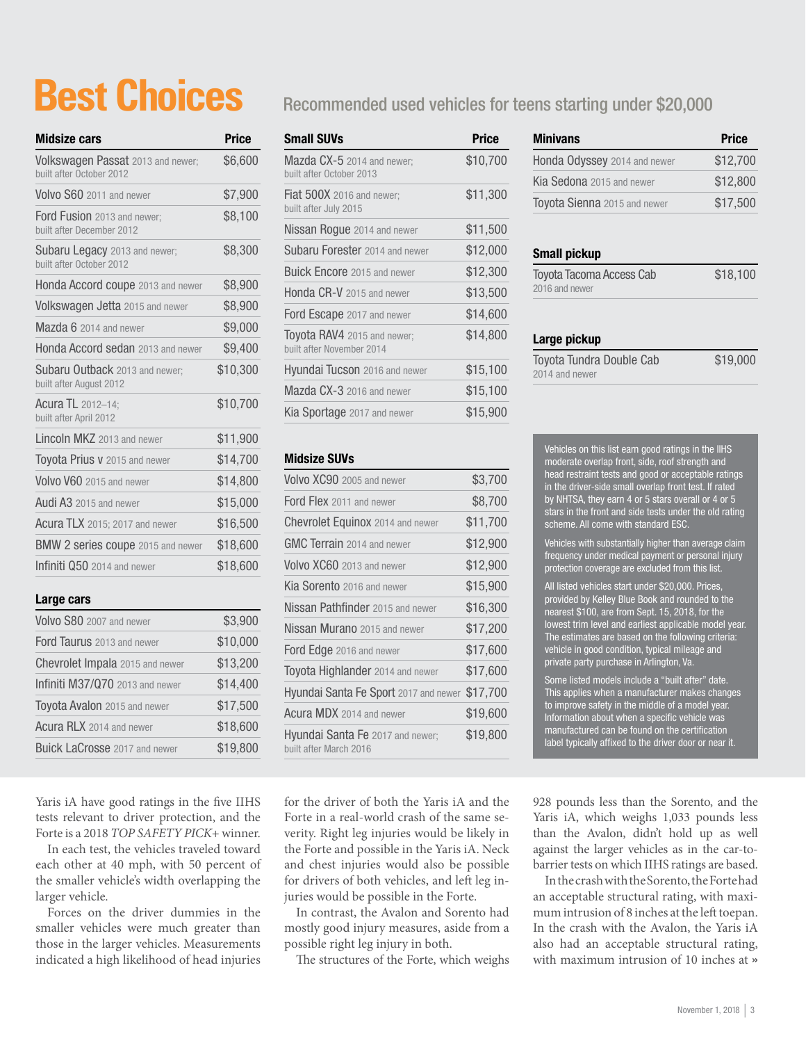# Best Choices

## Recommended used vehicles for teens starting under $20,000

| Midsize cars | Price |
|---|---|
| Volkswagen Passat 2013 and newer; built after October 2012 | $6,600 |
| Volvo S60 2011 and newer | $7,900 |
| Ford Fusion 2013 and newer; built after December 2012 | $8,100 |
| Subaru Legacy 2013 and newer; built after October 2012 | $8,300 |
| Honda Accord coupe 2013 and newer | $8,900 |
| Volkswagen Jetta 2015 and newer | $8,900 |
| Mazda 6 2014 and newer | $9,000 |
| Honda Accord sedan 2013 and newer | $9,400 |
| Subaru Outback 2013 and newer; built after August 2012 | $10,300 |
| Acura TL 2012–14; built after April 2012 | $10,700 |
| Lincoln MKZ 2013 and newer | $11,900 |
| Toyota Prius v 2015 and newer | $14,700 |
| Volvo V60 2015 and newer | $14,800 |
| Audi A3 2015 and newer | $15,000 |
| Acura TLX 2015; 2017 and newer | $16,500 |
| BMW 2 series coupe 2015 and newer | $18,600 |
| Infiniti Q50 2014 and newer | $18,600 |

| Large cars | Price |
|---|---|
| Volvo S80 2007 and newer | $3,900 |
| Ford Taurus 2013 and newer | $10,000 |
| Chevrolet Impala 2015 and newer | $13,200 |
| Infiniti M37/Q70 2013 and newer | $14,400 |
| Toyota Avalon 2015 and newer | $17,500 |
| Acura RLX 2014 and newer | $18,600 |
| Buick LaCrosse 2017 and newer | $19,800 |

| Small SUVs | Price |
|---|---|
| Mazda CX-5 2014 and newer; built after October 2013 | $10,700 |
| Fiat 500X 2016 and newer; built after July 2015 | $11,300 |
| Nissan Rogue 2014 and newer | $11,500 |
| Subaru Forester 2014 and newer | $12,000 |
| Buick Encore 2015 and newer | $12,300 |
| Honda CR-V 2015 and newer | $13,500 |
| Ford Escape 2017 and newer | $14,600 |
| Toyota RAV4 2015 and newer; built after November 2014 | $14,800 |
| Hyundai Tucson 2016 and newer | $15,100 |
| Mazda CX-3 2016 and newer | $15,100 |
| Kia Sportage 2017 and newer | $15,900 |

| Midsize SUVs | Price |
|---|---|
| Volvo XC90 2005 and newer | $3,700 |
| Ford Flex 2011 and newer | $8,700 |
| Chevrolet Equinox 2014 and newer | $11,700 |
| GMC Terrain 2014 and newer | $12,900 |
| Volvo XC60 2013 and newer | $12,900 |
| Kia Sorento 2016 and newer | $15,900 |
| Nissan Pathfinder 2015 and newer | $16,300 |
| Nissan Murano 2015 and newer | $17,200 |
| Ford Edge 2016 and newer | $17,600 |
| Toyota Highlander 2014 and newer | $17,600 |
| Hyundai Santa Fe Sport 2017 and newer | $17,700 |
| Acura MDX 2014 and newer | $19,600 |
| Hyundai Santa Fe 2017 and newer; built after March 2016 | $19,800 |

| Minivans | Price |
|---|---|
| Honda Odyssey 2014 and newer | $12,700 |
| Kia Sedona 2015 and newer | $12,800 |
| Toyota Sienna 2015 and newer | $17,500 |

| Small pickup | Price |
|---|---|
| Toyota Tacoma Access Cab 2016 and newer | $18,100 |

| Large pickup | Price |
|---|---|
| Toyota Tundra Double Cab 2014 and newer | $19,000 |

Vehicles on this list earn good ratings in the IIHS moderate overlap front, side, roof strength and head restraint tests and good or acceptable ratings in the driver-side small overlap front test. If rated by NHTSA, they earn 4 or 5 stars overall or 4 or 5 stars in the front and side tests under the old rating scheme. All come with standard ESC.

Vehicles with substantially higher than average claim frequency under medical payment or personal injury protection coverage are excluded from this list.

All listed vehicles start under $20,000. Prices, provided by Kelley Blue Book and rounded to the nearest $100, are from Sept. 15, 2018, for the lowest trim level and earliest applicable model year. The estimates are based on the following criteria: vehicle in good condition, typical mileage and private party purchase in Arlington, Va.

Some listed models include a "built after" date. This applies when a manufacturer makes changes to improve safety in the middle of a model year. Information about when a specific vehicle was manufactured can be found on the certification label typically affixed to the driver door or near it.

Yaris iA have good ratings in the five IIHS tests relevant to driver protection, and the Forte is a 2018 *TOP SAFETY PICK+* winner.

In each test, the vehicles traveled toward each other at 40 mph, with 50 percent of the smaller vehicle's width overlapping the larger vehicle.

Forces on the driver dummies in the smaller vehicles were much greater than those in the larger vehicles. Measurements indicated a high likelihood of head injuries for the driver of both the Yaris iA and the Forte in a real-world crash of the same severity. Right leg injuries would be likely in the Forte and possible in the Yaris iA. Neck and chest injuries would also be possible for drivers of both vehicles, and left leg injuries would be possible in the Forte.

In contrast, the Avalon and Sorento had mostly good injury measures, aside from a possible right leg injury in both.

The structures of the Forte, which weighs 928 pounds less than the Sorento, and the Yaris iA, which weighs 1,033 pounds less than the Avalon, didn't hold up as well against the larger vehicles as in the car-to-barrier tests on which IIHS ratings are based.

In the crash with the Sorento, the Forte had an acceptable structural rating, with maximum intrusion of 8 inches at the left toepan. In the crash with the Avalon, the Yaris iA also had an acceptable structural rating, with maximum intrusion of 10 inches at »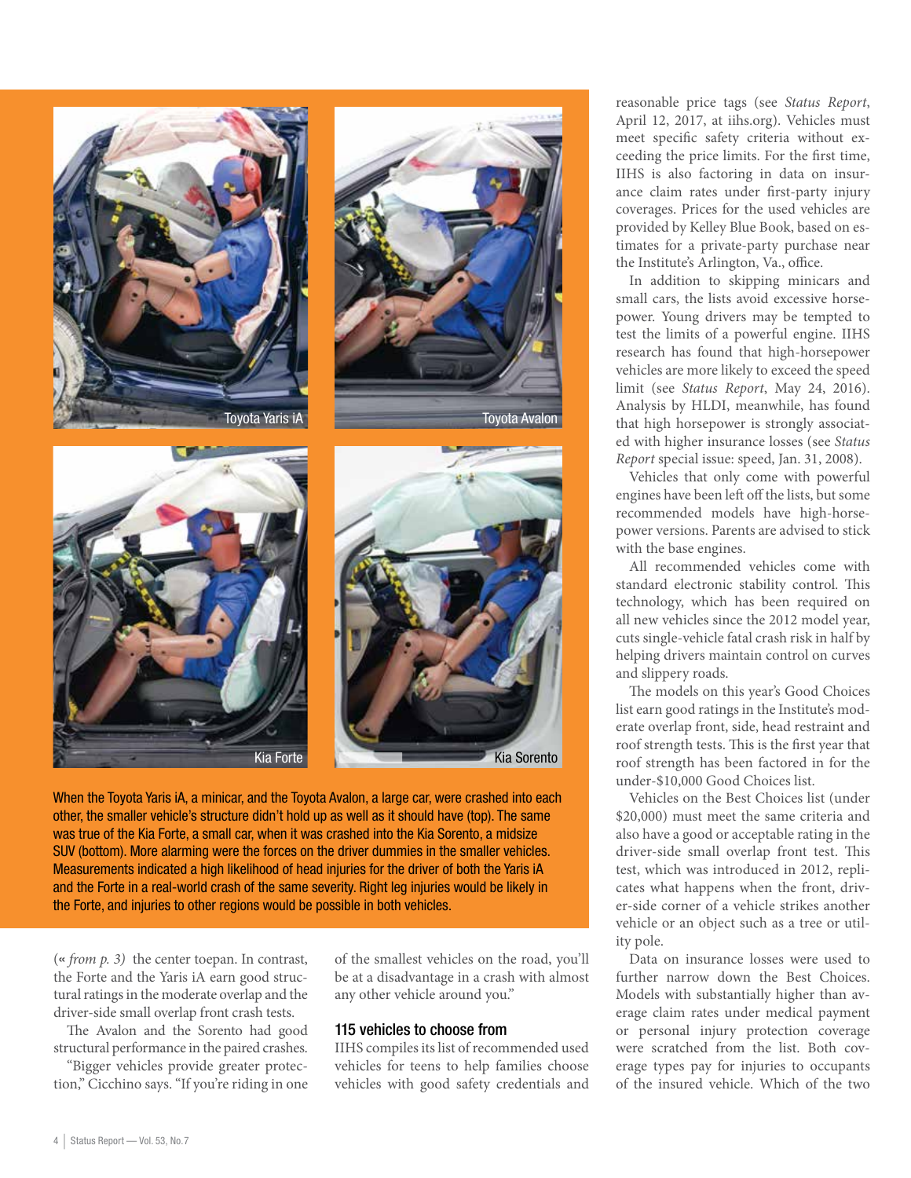Toyota Yaris iA

Toyota Avalon

Kia Forte

Kia Sorento

When the Toyota Yaris iA, a minicar, and the Toyota Avalon, a large car, were crashed into each other, the smaller vehicle's structure didn't hold up as well as it should have (top). The same was true of the Kia Forte, a small car, when it was crashed into the Kia Sorento, a midsize SUV (bottom). More alarming were the forces on the driver dummies in the smaller vehicles. Measurements indicated a high likelihood of head injuries for the driver of both the Yaris iA and the Forte in a real-world crash of the same severity. Right leg injuries would be likely in the Forte, and injuries to other regions would be possible in both vehicles.

(« *from p. 3)* the center toepan. In contrast, the Forte and the Yaris iA earn good structural ratings in the moderate overlap and the driver-side small overlap front crash tests.

The Avalon and the Sorento had good structural performance in the paired crashes.

"Bigger vehicles provide greater protection," Cicchino says. "If you're riding in one of the smallest vehicles on the road, you'll be at a disadvantage in a crash with almost any other vehicle around you."

## 115 vehicles to choose from

IIHS compiles its list of recommended used vehicles for teens to help families choose vehicles with good safety credentials and reasonable price tags (see *Status Report*, April 12, 2017, at iihs.org). Vehicles must meet specific safety criteria without exceeding the price limits. For the first time, IIHS is also factoring in data on insurance claim rates under first-party injury coverages. Prices for the used vehicles are provided by Kelley Blue Book, based on estimates for a private-party purchase near the Institute's Arlington, Va., office.

In addition to skipping minicars and small cars, the lists avoid excessive horsepower. Young drivers may be tempted to test the limits of a powerful engine. IIHS research has found that high-horsepower vehicles are more likely to exceed the speed limit (see *Status Report*, May 24, 2016). Analysis by HLDI, meanwhile, has found that high horsepower is strongly associated with higher insurance losses (see *Status Report* special issue: speed, Jan. 31, 2008).

Vehicles that only come with powerful engines have been left off the lists, but some recommended models have high-horsepower versions. Parents are advised to stick with the base engines.

All recommended vehicles come with standard electronic stability control. This technology, which has been required on all new vehicles since the 2012 model year, cuts single-vehicle fatal crash risk in half by helping drivers maintain control on curves and slippery roads.

The models on this year's Good Choices list earn good ratings in the Institute's moderate overlap front, side, head restraint and roof strength tests. This is the first year that roof strength has been factored in for the under-$10,000 Good Choices list.

Vehicles on the Best Choices list (under $20,000) must meet the same criteria and also have a good or acceptable rating in the driver-side small overlap front test. This test, which was introduced in 2012, replicates what happens when the front, driver-side corner of a vehicle strikes another vehicle or an object such as a tree or utility pole.

Data on insurance losses were used to further narrow down the Best Choices. Models with substantially higher than average claim rates under medical payment or personal injury protection coverage were scratched from the list. Both coverage types pay for injuries to occupants of the insured vehicle. Which of the two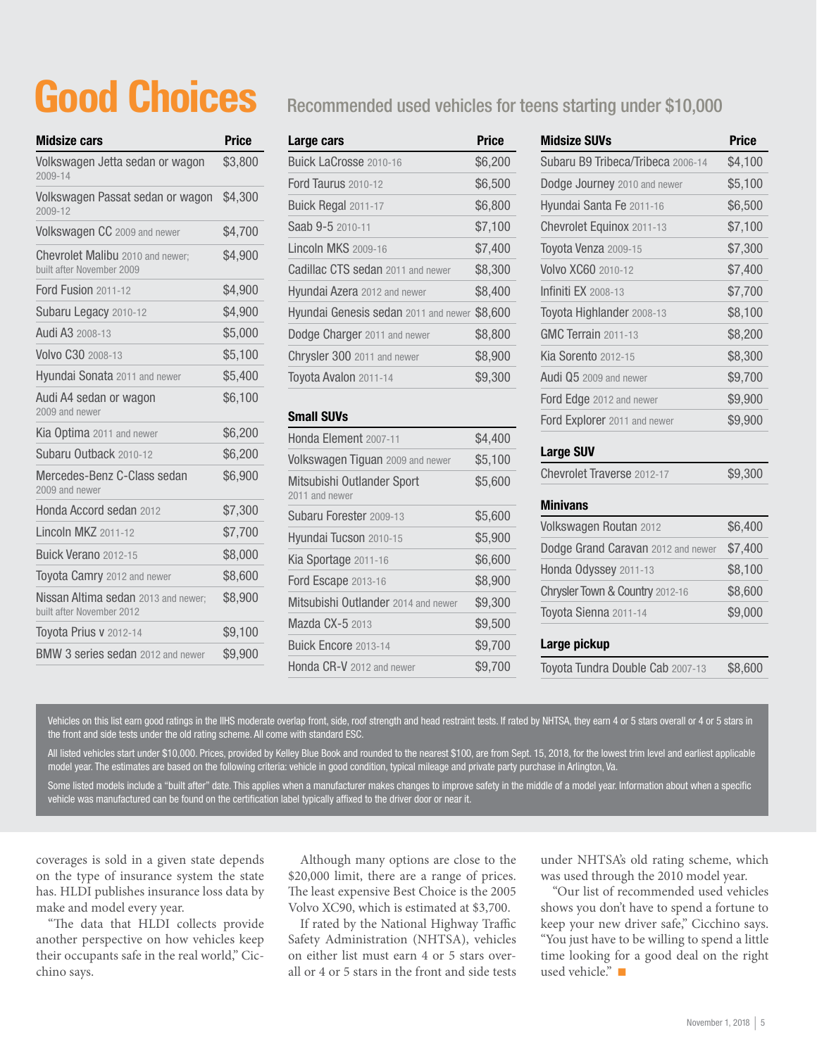# Good Choices

## Recommended used vehicles for teens starting under $10,000

| Midsize cars | Price |
|---|---|
| Volkswagen Jetta sedan or wagon 2009-14 | $3,800 |
| Volkswagen Passat sedan or wagon 2009-12 | $4,300 |
| Volkswagen CC 2009 and newer | $4,700 |
| Chevrolet Malibu 2010 and newer; built after November 2009 | $4,900 |
| Ford Fusion 2011-12 | $4,900 |
| Subaru Legacy 2010-12 | $4,900 |
| Audi A3 2008-13 | $5,000 |
| Volvo C30 2008-13 | $5,100 |
| Hyundai Sonata 2011 and newer | $5,400 |
| Audi A4 sedan or wagon 2009 and newer | $6,100 |
| Kia Optima 2011 and newer | $6,200 |
| Subaru Outback 2010-12 | $6,200 |
| Mercedes-Benz C-Class sedan 2009 and newer | $6,900 |
| Honda Accord sedan 2012 | $7,300 |
| Lincoln MKZ 2011-12 | $7,700 |
| Buick Verano 2012-15 | $8,000 |
| Toyota Camry 2012 and newer | $8,600 |
| Nissan Altima sedan 2013 and newer; built after November 2012 | $8,900 |
| Toyota Prius v 2012-14 | $9,100 |
| BMW 3 series sedan 2012 and newer | $9,900 |

| Large cars | Price |
|---|---|
| Buick LaCrosse 2010-16 | $6,200 |
| Ford Taurus 2010-12 | $6,500 |
| Buick Regal 2011-17 | $6,800 |
| Saab 9-5 2010-11 | $7,100 |
| Lincoln MKS 2009-16 | $7,400 |
| Cadillac CTS sedan 2011 and newer | $8,300 |
| Hyundai Azera 2012 and newer | $8,400 |
| Hyundai Genesis sedan 2011 and newer | $8,600 |
| Dodge Charger 2011 and newer | $8,800 |
| Chrysler 300 2011 and newer | $8,900 |
| Toyota Avalon 2011-14 | $9,300 |

| Small SUVs | Price |
|---|---|
| Honda Element 2007-11 | $4,400 |
| Volkswagen Tiguan 2009 and newer | $5,100 |
| Mitsubishi Outlander Sport 2011 and newer | $5,600 |
| Subaru Forester 2009-13 | $5,600 |
| Hyundai Tucson 2010-15 | $5,900 |
| Kia Sportage 2011-16 | $6,600 |
| Ford Escape 2013-16 | $8,900 |
| Mitsubishi Outlander 2014 and newer | $9,300 |
| Mazda CX-5 2013 | $9,500 |
| Buick Encore 2013-14 | $9,700 |
| Honda CR-V 2012 and newer | $9,700 |

| Midsize SUVs | Price |
|---|---|
| Subaru B9 Tribeca/Tribeca 2006-14 | $4,100 |
| Dodge Journey 2010 and newer | $5,100 |
| Hyundai Santa Fe 2011-16 | $6,500 |
| Chevrolet Equinox 2011-13 | $7,100 |
| Toyota Venza 2009-15 | $7,300 |
| Volvo XC60 2010-12 | $7,400 |
| Infiniti EX 2008-13 | $7,700 |
| Toyota Highlander 2008-13 | $8,100 |
| GMC Terrain 2011-13 | $8,200 |
| Kia Sorento 2012-15 | $8,300 |
| Audi Q5 2009 and newer | $9,700 |
| Ford Edge 2012 and newer | $9,900 |
| Ford Explorer 2011 and newer | $9,900 |

| Large SUV | Price |
|---|---|
| Chevrolet Traverse 2012-17 | $9,300 |

| Minivans | Price |
|---|---|
| Volkswagen Routan 2012 | $6,400 |
| Dodge Grand Caravan 2012 and newer | $7,400 |
| Honda Odyssey 2011-13 | $8,100 |
| Chrysler Town & Country 2012-16 | $8,600 |
| Toyota Sienna 2011-14 | $9,000 |

| Large pickup | Price |
|---|---|
| Toyota Tundra Double Cab 2007-13 | $8,600 |

Vehicles on this list earn good ratings in the IIHS moderate overlap front, side, roof strength and head restraint tests. If rated by NHTSA, they earn 4 or 5 stars overall or 4 or 5 stars in the front and side tests under the old rating scheme. All come with standard ESC.

All listed vehicles start under $10,000. Prices, provided by Kelley Blue Book and rounded to the nearest $100, are from Sept. 15, 2018, for the lowest trim level and earliest applicable model year. The estimates are based on the following criteria: vehicle in good condition, typical mileage and private party purchase in Arlington, Va.

Some listed models include a "built after" date. This applies when a manufacturer makes changes to improve safety in the middle of a model year. Information about when a specific vehicle was manufactured can be found on the certification label typically affixed to the driver door or near it.

coverages is sold in a given state depends on the type of insurance system the state has. HLDI publishes insurance loss data by make and model every year.

"The data that HLDI collects provide another perspective on how vehicles keep their occupants safe in the real world," Cicchino says.

Although many options are close to the $20,000 limit, there are a range of prices. The least expensive Best Choice is the 2005 Volvo XC90, which is estimated at $3,700.

If rated by the National Highway Traffic Safety Administration (NHTSA), vehicles on either list must earn 4 or 5 stars overall or 4 or 5 stars in the front and side tests under NHTSA's old rating scheme, which was used through the 2010 model year.

"Our list of recommended used vehicles shows you don't have to spend a fortune to keep your new driver safe," Cicchino says. "You just have to be willing to spend a little time looking for a good deal on the right used vehicle." ■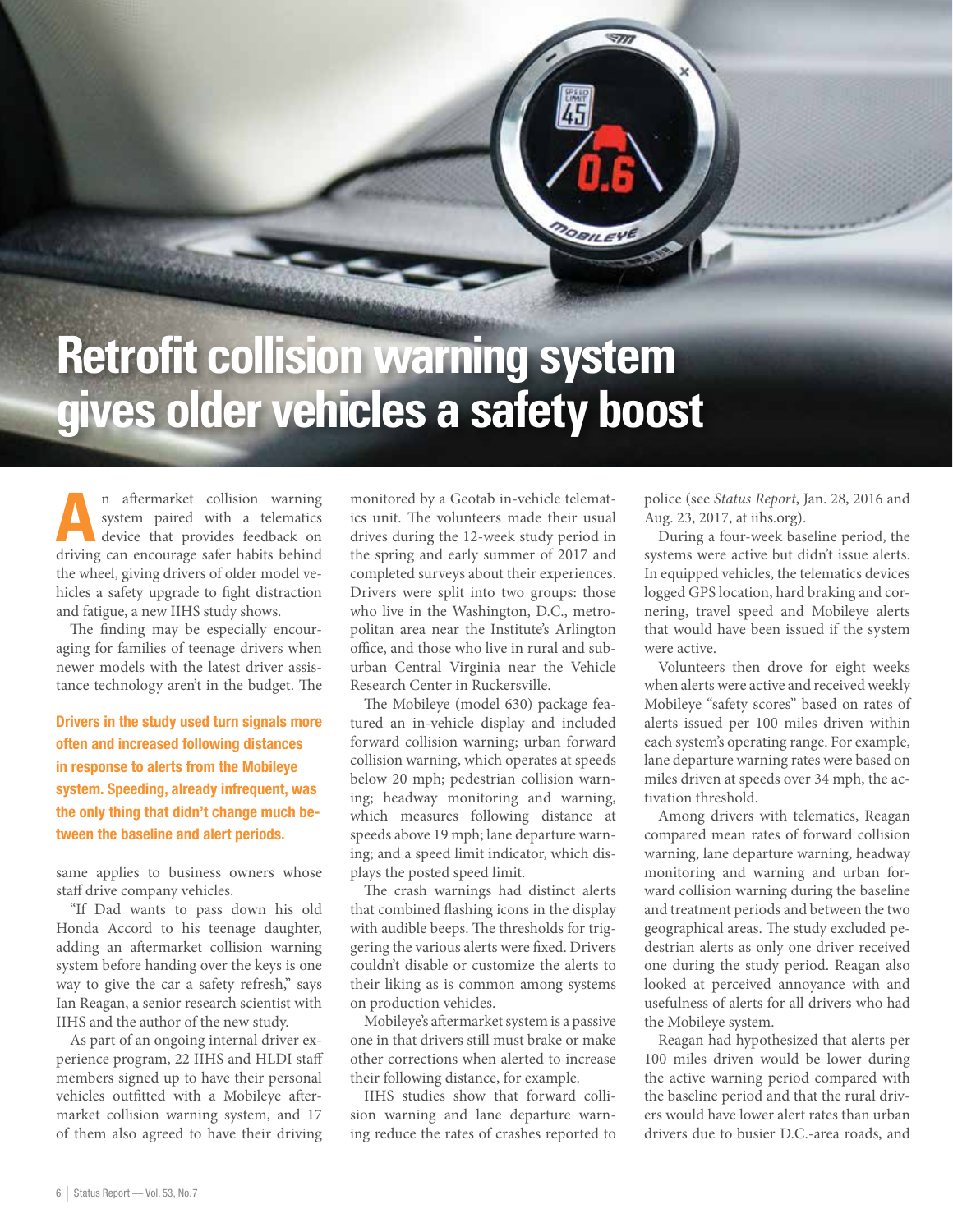# Retrofit collision warning system gives older vehicles a safety boost

An aftermarket collision warning system paired with a telematics device that provides feedback on driving can encourage safer habits behind the wheel, giving drivers of older model vehicles a safety upgrade to fight distraction and fatigue, a new IIHS study shows.

The finding may be especially encouraging for families of teenage drivers when newer models with the latest driver assistance technology aren't in the budget. The same applies to business owners whose staff drive company vehicles.

**Drivers in the study used turn signals more often and increased following distances in response to alerts from the Mobileye system. Speeding, already infrequent, was the only thing that didn't change much between the baseline and alert periods.**

"If Dad wants to pass down his old Honda Accord to his teenage daughter, adding an aftermarket collision warning system before handing over the keys is one way to give the car a safety refresh," says Ian Reagan, a senior research scientist with IIHS and the author of the new study.

As part of an ongoing internal driver experience program, 22 IIHS and HLDI staff members signed up to have their personal vehicles outfitted with a Mobileye aftermarket collision warning system, and 17 of them also agreed to have their driving monitored by a Geotab in-vehicle telematics unit. The volunteers made their usual drives during the 12-week study period in the spring and early summer of 2017 and completed surveys about their experiences. Drivers were split into two groups: those who live in the Washington, D.C., metropolitan area near the Institute's Arlington office, and those who live in rural and suburban Central Virginia near the Vehicle Research Center in Ruckersville.

The Mobileye (model 630) package featured an in-vehicle display and included forward collision warning; urban forward collision warning, which operates at speeds below 20 mph; pedestrian collision warning; headway monitoring and warning, which measures following distance at speeds above 19 mph; lane departure warning; and a speed limit indicator, which displays the posted speed limit.

The crash warnings had distinct alerts that combined flashing icons in the display with audible beeps. The thresholds for triggering the various alerts were fixed. Drivers couldn't disable or customize the alerts to their liking as is common among systems on production vehicles.

Mobileye's aftermarket system is a passive one in that drivers still must brake or make other corrections when alerted to increase their following distance, for example.

IIHS studies show that forward collision warning and lane departure warning reduce the rates of crashes reported to police (see *Status Report*, Jan. 28, 2016 and Aug. 23, 2017, at iihs.org).

During a four-week baseline period, the systems were active but didn't issue alerts. In equipped vehicles, the telematics devices logged GPS location, hard braking and cornering, travel speed and Mobileye alerts that would have been issued if the system were active.

Volunteers then drove for eight weeks when alerts were active and received weekly Mobileye "safety scores" based on rates of alerts issued per 100 miles driven within each system's operating range. For example, lane departure warning rates were based on miles driven at speeds over 34 mph, the activation threshold.

Among drivers with telematics, Reagan compared mean rates of forward collision warning, lane departure warning, headway monitoring and warning and urban forward collision warning during the baseline and treatment periods and between the two geographical areas. The study excluded pedestrian alerts as only one driver received one during the study period. Reagan also looked at perceived annoyance with and usefulness of alerts for all drivers who had the Mobileye system.

Reagan had hypothesized that alerts per 100 miles driven would be lower during the active warning period compared with the baseline period and that the rural drivers would have lower alert rates than urban drivers due to busier D.C.-area roads, and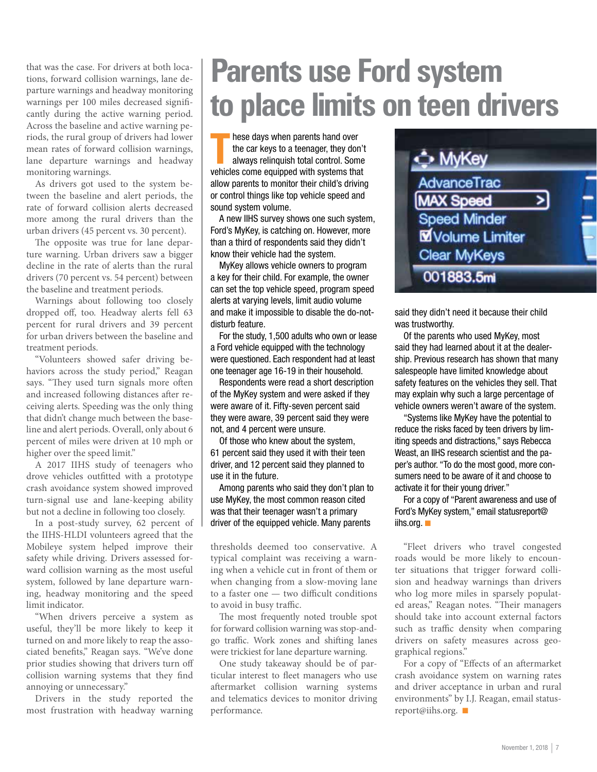that was the case. For drivers at both locations, forward collision warnings, lane departure warnings and headway monitoring warnings per 100 miles decreased significantly during the active warning period. Across the baseline and active warning periods, the rural group of drivers had lower mean rates of forward collision warnings, lane departure warnings and headway monitoring warnings.

As drivers got used to the system between the baseline and alert periods, the rate of forward collision alerts decreased more among the rural drivers than the urban drivers (45 percent vs. 30 percent).

The opposite was true for lane departure warning. Urban drivers saw a bigger decline in the rate of alerts than the rural drivers (70 percent vs. 54 percent) between the baseline and treatment periods.

Warnings about following too closely dropped off, too. Headway alerts fell 63 percent for rural drivers and 39 percent for urban drivers between the baseline and treatment periods.

"Volunteers showed safer driving behaviors across the study period," Reagan says. "They used turn signals more often and increased following distances after receiving alerts. Speeding was the only thing that didn't change much between the baseline and alert periods. Overall, only about 6 percent of miles were driven at 10 mph or higher over the speed limit."

A 2017 IIHS study of teenagers who drove vehicles outfitted with a prototype crash avoidance system showed improved turn-signal use and lane-keeping ability but not a decline in following too closely.

In a post-study survey, 62 percent of the IIHS-HLDI volunteers agreed that the Mobileye system helped improve their safety while driving. Drivers assessed forward collision warning as the most useful system, followed by lane departure warning, headway monitoring and the speed limit indicator.

"When drivers perceive a system as useful, they'll be more likely to keep it turned on and more likely to reap the associated benefits," Reagan says. "We've done prior studies showing that drivers turn off collision warning systems that they find annoying or unnecessary."

Drivers in the study reported the most frustration with headway warning thresholds deemed too conservative. A typical complaint was receiving a warning when a vehicle cut in front of them or when changing from a slow-moving lane to a faster one — two difficult conditions to avoid in busy traffic.

The most frequently noted trouble spot for forward collision warning was stop-and-go traffic. Work zones and shifting lanes were trickiest for lane departure warning.

One study takeaway should be of particular interest to fleet managers who use aftermarket collision warning systems and telematics devices to monitor driving performance.

"Fleet drivers who travel congested roads would be more likely to encounter situations that trigger forward collision and headway warnings than drivers who log more miles in sparsely populated areas," Reagan notes. "Their managers should take into account external factors such as traffic density when comparing drivers on safety measures across geographical regions."

For a copy of "Effects of an aftermarket crash avoidance system on warning rates and driver acceptance in urban and rural environments" by I.J. Reagan, email statusreport@iihs.org. ■

# Parents use Ford system to place limits on teen drivers

These days when parents hand over the car keys to a teenager, they don't always relinquish total control. Some vehicles come equipped with systems that allow parents to monitor their child's driving or control things like top vehicle speed and sound system volume.

A new IIHS survey shows one such system, Ford's MyKey, is catching on. However, more than a third of respondents said they didn't know their vehicle had the system.

MyKey allows vehicle owners to program a key for their child. For example, the owner can set the top vehicle speed, program speed alerts at varying levels, limit audio volume and make it impossible to disable the do-not-disturb feature.

For the study, 1,500 adults who own or lease a Ford vehicle equipped with the technology were questioned. Each respondent had at least one teenager age 16-19 in their household.

Respondents were read a short description of the MyKey system and were asked if they were aware of it. Fifty-seven percent said they were aware, 39 percent said they were not, and 4 percent were unsure.

Of those who knew about the system, 61 percent said they used it with their teen driver, and 12 percent said they planned to use it in the future.

Among parents who said they don't plan to use MyKey, the most common reason cited was that their teenager wasn't a primary driver of the equipped vehicle. Many parents said they didn't need it because their child was trustworthy.

Of the parents who used MyKey, most said they had learned about it at the dealership. Previous research has shown that many salespeople have limited knowledge about safety features on the vehicles they sell. That may explain why such a large percentage of vehicle owners weren't aware of the system.

"Systems like MyKey have the potential to reduce the risks faced by teen drivers by limiting speeds and distractions," says Rebecca Weast, an IIHS research scientist and the paper's author. "To do the most good, more consumers need to be aware of it and choose to activate it for their young driver."

For a copy of "Parent awareness and use of Ford's MyKey system," email statusreport@iihs.org. ■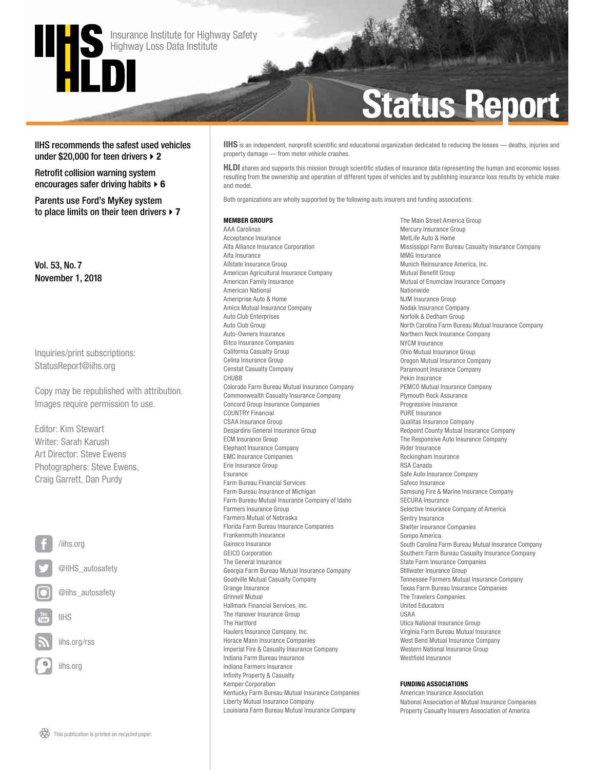# IIHS HLDI

Insurance Institute for Highway Safety
Highway Loss Data Institute

# Status Report

IIHS recommends the safest used vehicles under $20,000 for teen drivers ▸ 2

Retrofit collision warning system encourages safer driving habits ▸ 6

Parents use Ford's MyKey system to place limits on their teen drivers ▸ 7

Vol. 53, No. 7
November 1, 2018

Inquiries/print subscriptions:
StatusReport@iihs.org

Copy may be republished with attribution.
Images require permission to use.

Editor: Kim Stewart
Writer: Sarah Karush
Art Director: Steve Ewens
Photographers: Steve Ewens, Craig Garrett, Dan Purdy

/iihs.org

@IIHS_autosafety

@iihs_autosafety

IIHS

iihs.org/rss

iihs.org

This publication is printed on recycled paper.

**IIHS** is an independent, nonprofit scientific and educational organization dedicated to reducing the losses — deaths, injuries and property damage — from motor vehicle crashes.

**HLDI** shares and supports this mission through scientific studies of insurance data representing the human and economic losses resulting from the ownership and operation of different types of vehicles and by publishing insurance loss results by vehicle make and model.

Both organizations are wholly supported by the following auto insurers and funding associations:

**MEMBER GROUPS**

AAA Carolinas
Acceptance Insurance
Alfa Alliance Insurance Corporation
Alfa Insurance
Allstate Insurance Group
American Agricultural Insurance Company
American Family Insurance
American National
Ameriprise Auto & Home
Amica Mutual Insurance Company
Auto Club Enterprises
Auto Club Group
Auto-Owners Insurance
Bitco Insurance Companies
California Casualty Group
Celina Insurance Group
Censtat Casualty Company
CHUBB
Colorado Farm Bureau Mutual Insurance Company
Commonwealth Casualty Insurance Company
Concord Group Insurance Companies
COUNTRY Financial
CSAA Insurance Group
Desjardins General Insurance Group
ECM Insurance Group
Elephant Insurance Company
EMC Insurance Companies
Erie Insurance Group
Esurance
Farm Bureau Financial Services
Farm Bureau Insurance of Michigan
Farm Bureau Mutual Insurance Company of Idaho
Farmers Insurance Group
Farmers Mutual of Nebraska
Florida Farm Bureau Insurance Companies
Frankenmuth Insurance
Gainsco Insurance
GEICO Corporation
The General Insurance
Georgia Farm Bureau Mutual Insurance Company
Goodville Mutual Casualty Company
Grange Insurance
Grinnell Mutual
Hallmark Financial Services, Inc.
The Hanover Insurance Group
The Hartford
Haulers Insurance Company, Inc.
Horace Mann Insurance Companies
Imperial Fire & Casualty Insurance Company
Indiana Farm Bureau Insurance
Indiana Farmers Insurance
Infinity Property & Casualty
Kemper Corporation
Kentucky Farm Bureau Mutual Insurance Companies
Liberty Mutual Insurance Company
Louisiana Farm Bureau Mutual Insurance Company
The Main Street America Group
Mercury Insurance Group
MetLife Auto & Home
Mississippi Farm Bureau Casualty Insurance Company
MMG Insurance
Munich Reinsurance America, Inc.
Mutual Benefit Group
Mutual of Enumclaw Insurance Company
Nationwide
NJM Insurance Group
Nodak Insurance Company
Norfolk & Dedham Group
North Carolina Farm Bureau Mutual Insurance Company
Northern Neck Insurance Company
NYCM Insurance
Ohio Mutual Insurance Group
Oregon Mutual Insurance Company
Paramount Insurance Company
Pekin Insurance
PEMCO Mutual Insurance Company
Plymouth Rock Assurance
Progressive Insurance
PURE Insurance
Qualitas Insurance Company
Redpoint County Mutual Insurance Company
The Responsive Auto Insurance Company
Rider Insurance
Rockingham Insurance
RSA Canada
Safe Auto Insurance Company
Safeco Insurance
Samsung Fire & Marine Insurance Company
SECURA Insurance
Selective Insurance Company of America
Sentry Insurance
Shelter Insurance Companies
Sompo America
South Carolina Farm Bureau Mutual Insurance Company
Southern Farm Bureau Casualty Insurance Company
State Farm Insurance Companies
Stillwater Insurance Group
Tennessee Farmers Mutual Insurance Company
Texas Farm Bureau Insurance Companies
The Travelers Companies
United Educators
USAA
Utica National Insurance Group
Virginia Farm Bureau Mutual Insurance
West Bend Mutual Insurance Company
Western National Insurance Group
Westfield Insurance

**FUNDING ASSOCIATIONS**

American Insurance Association
National Association of Mutual Insurance Companies
Property Casualty Insurers Association of America